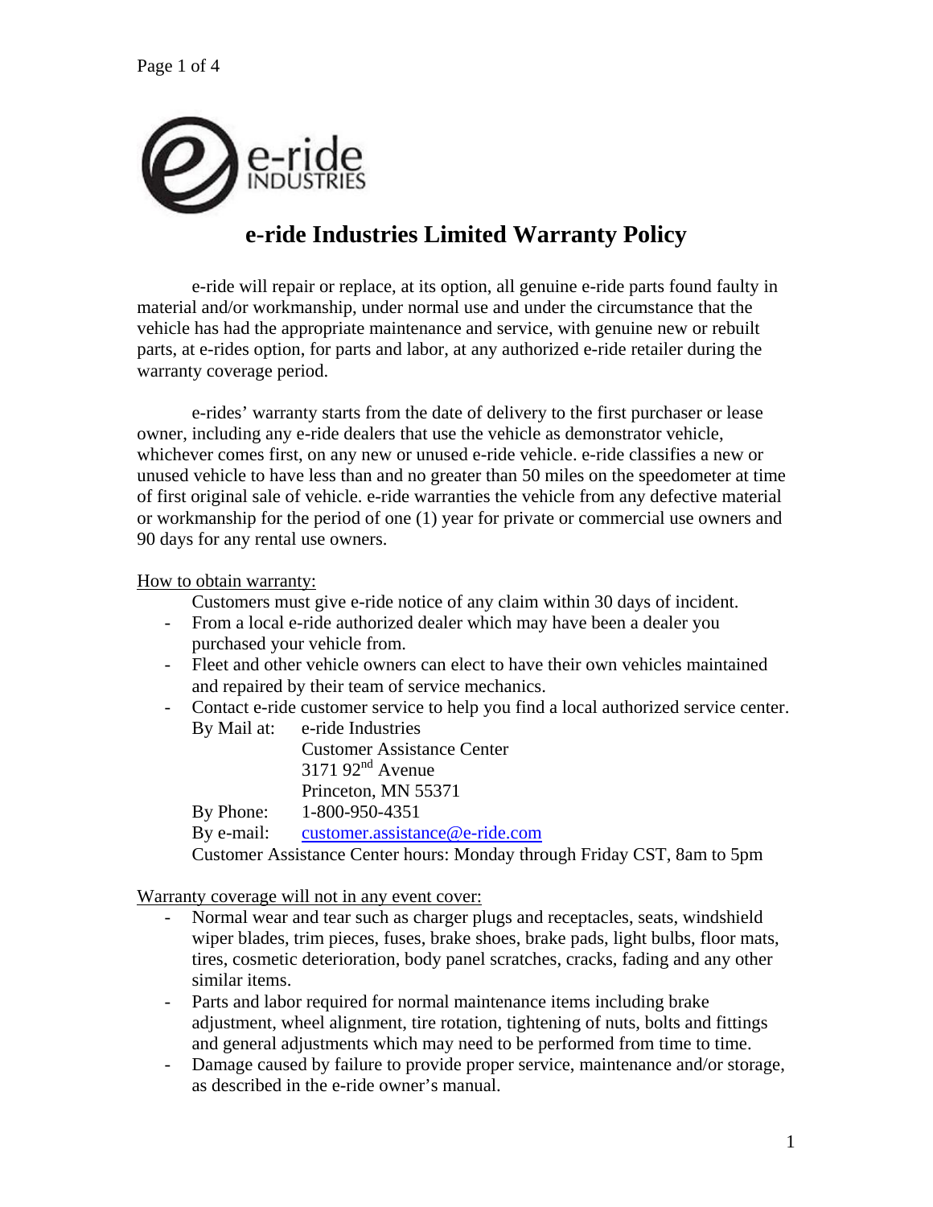# e-ride Industries Limited Warranty Policy

e-ride will repair or replace, at its option, all genuine e-ride parts found faulty in material and/or workmanship, under normal use and under the circumstance that the vehicle has had the appropriate maintenance and service, with genuine new or rebuilt parts, at e-rides option, for parts and labor, at any authorized e-ride retailer during the warranty coverage period.

e-rides' warranty starts from the date of delivery to the first purchaser or lease owner, including any e-ride dealers that use the vehicle as demonstrator vehicle, whichever comes first, on any new or unused e-ride vehicle. e-ride classifies a new or unused vehicle to have less than and no greater than 50 miles on the speedometer at time of first original sale of vehicle. e-ride warranties the vehicle from any defective material or workmanship for the period of one (1) year for private or commercial use owners and 90 days for any rental use owners.

<u>How to obtain warranty:</u>

Customers must give e-ride notice of any claim within 30 days of incident.

- From a local e-ride authorized dealer which may have been a dealer you purchased your vehicle from.
- Fleet and other vehicle owners can elect to have their own vehicles maintained and repaired by their team of service mechanics.
- Contact e-ride customer service to help you find a local authorized service center.

  By Mail at: e-ride Industries
  Customer Assistance Center
  3171 92nd Avenue
  Princeton, MN 55371

  By Phone: 1-800-950-4351

  By e-mail: customer.assistance@e-ride.com

  Customer Assistance Center hours: Monday through Friday CST, 8am to 5pm

<u>Warranty coverage will not in any event cover:</u>

- Normal wear and tear such as charger plugs and receptacles, seats, windshield wiper blades, trim pieces, fuses, brake shoes, brake pads, light bulbs, floor mats, tires, cosmetic deterioration, body panel scratches, cracks, fading and any other similar items.
- Parts and labor required for normal maintenance items including brake adjustment, wheel alignment, tire rotation, tightening of nuts, bolts and fittings and general adjustments which may need to be performed from time to time.
- Damage caused by failure to provide proper service, maintenance and/or storage, as described in the e-ride owner's manual.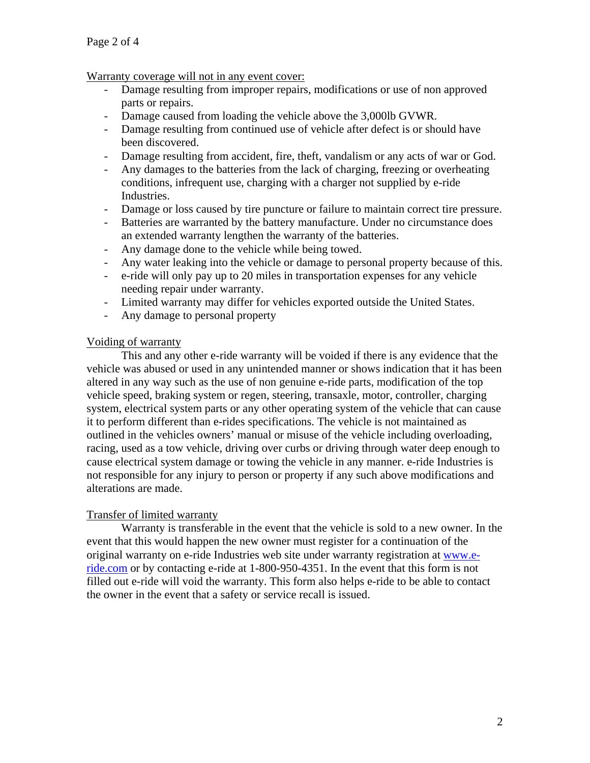Warranty coverage will not in any event cover:

- Damage resulting from improper repairs, modifications or use of non approved parts or repairs.
- Damage caused from loading the vehicle above the 3,000lb GVWR.
- Damage resulting from continued use of vehicle after defect is or should have been discovered.
- Damage resulting from accident, fire, theft, vandalism or any acts of war or God.
- Any damages to the batteries from the lack of charging, freezing or overheating conditions, infrequent use, charging with a charger not supplied by e-ride Industries.
- Damage or loss caused by tire puncture or failure to maintain correct tire pressure.
- Batteries are warranted by the battery manufacture. Under no circumstance does an extended warranty lengthen the warranty of the batteries.
- Any damage done to the vehicle while being towed.
- Any water leaking into the vehicle or damage to personal property because of this.
- e-ride will only pay up to 20 miles in transportation expenses for any vehicle needing repair under warranty.
- Limited warranty may differ for vehicles exported outside the United States.
- Any damage to personal property

Voiding of warranty

This and any other e-ride warranty will be voided if there is any evidence that the vehicle was abused or used in any unintended manner or shows indication that it has been altered in any way such as the use of non genuine e-ride parts, modification of the top vehicle speed, braking system or regen, steering, transaxle, motor, controller, charging system, electrical system parts or any other operating system of the vehicle that can cause it to perform different than e-rides specifications. The vehicle is not maintained as outlined in the vehicles owners' manual or misuse of the vehicle including overloading, racing, used as a tow vehicle, driving over curbs or driving through water deep enough to cause electrical system damage or towing the vehicle in any manner. e-ride Industries is not responsible for any injury to person or property if any such above modifications and alterations are made.

Transfer of limited warranty

Warranty is transferable in the event that the vehicle is sold to a new owner. In the event that this would happen the new owner must register for a continuation of the original warranty on e-ride Industries web site under warranty registration at www.e-ride.com or by contacting e-ride at 1-800-950-4351. In the event that this form is not filled out e-ride will void the warranty. This form also helps e-ride to be able to contact the owner in the event that a safety or service recall is issued.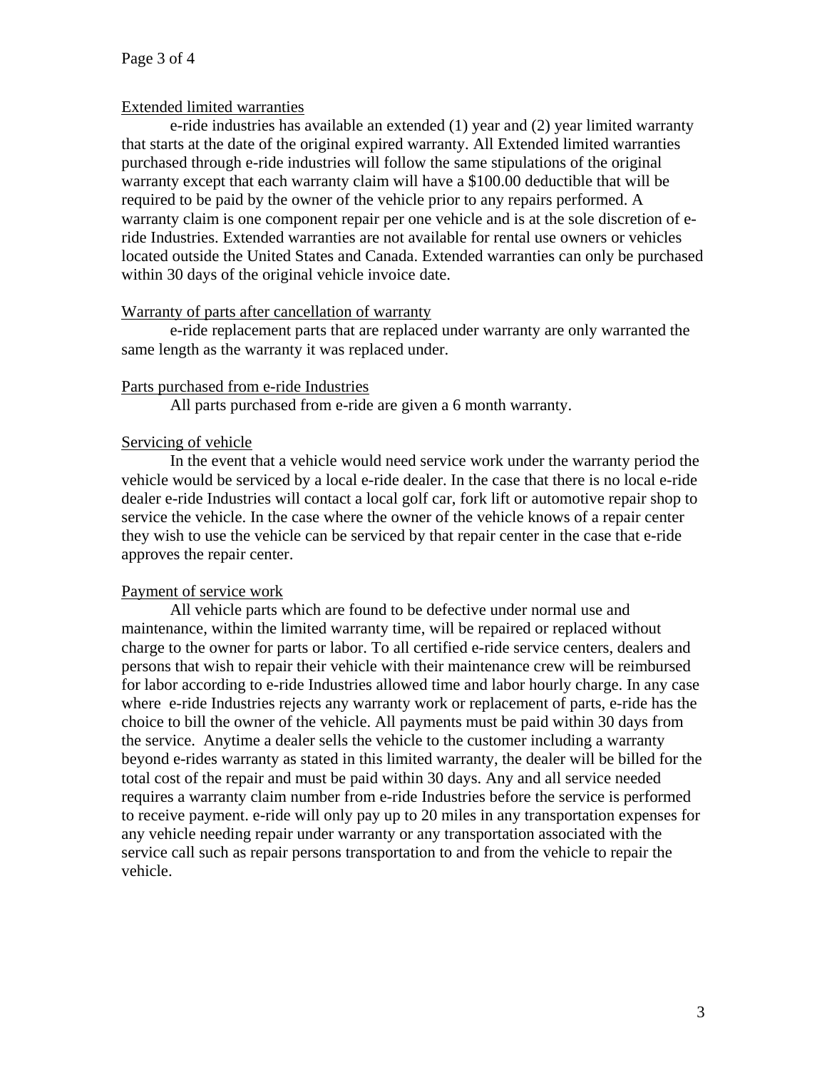## Extended limited warranties

e-ride industries has available an extended (1) year and (2) year limited warranty that starts at the date of the original expired warranty. All Extended limited warranties purchased through e-ride industries will follow the same stipulations of the original warranty except that each warranty claim will have a $100.00 deductible that will be required to be paid by the owner of the vehicle prior to any repairs performed. A warranty claim is one component repair per one vehicle and is at the sole discretion of e-ride Industries. Extended warranties are not available for rental use owners or vehicles located outside the United States and Canada. Extended warranties can only be purchased within 30 days of the original vehicle invoice date.

## Warranty of parts after cancellation of warranty

e-ride replacement parts that are replaced under warranty are only warranted the same length as the warranty it was replaced under.

## Parts purchased from e-ride Industries

All parts purchased from e-ride are given a 6 month warranty.

## Servicing of vehicle

In the event that a vehicle would need service work under the warranty period the vehicle would be serviced by a local e-ride dealer. In the case that there is no local e-ride dealer e-ride Industries will contact a local golf car, fork lift or automotive repair shop to service the vehicle. In the case where the owner of the vehicle knows of a repair center they wish to use the vehicle can be serviced by that repair center in the case that e-ride approves the repair center.

## Payment of service work

All vehicle parts which are found to be defective under normal use and maintenance, within the limited warranty time, will be repaired or replaced without charge to the owner for parts or labor. To all certified e-ride service centers, dealers and persons that wish to repair their vehicle with their maintenance crew will be reimbursed for labor according to e-ride Industries allowed time and labor hourly charge. In any case where e-ride Industries rejects any warranty work or replacement of parts, e-ride has the choice to bill the owner of the vehicle. All payments must be paid within 30 days from the service. Anytime a dealer sells the vehicle to the customer including a warranty beyond e-rides warranty as stated in this limited warranty, the dealer will be billed for the total cost of the repair and must be paid within 30 days. Any and all service needed requires a warranty claim number from e-ride Industries before the service is performed to receive payment. e-ride will only pay up to 20 miles in any transportation expenses for any vehicle needing repair under warranty or any transportation associated with the service call such as repair persons transportation to and from the vehicle to repair the vehicle.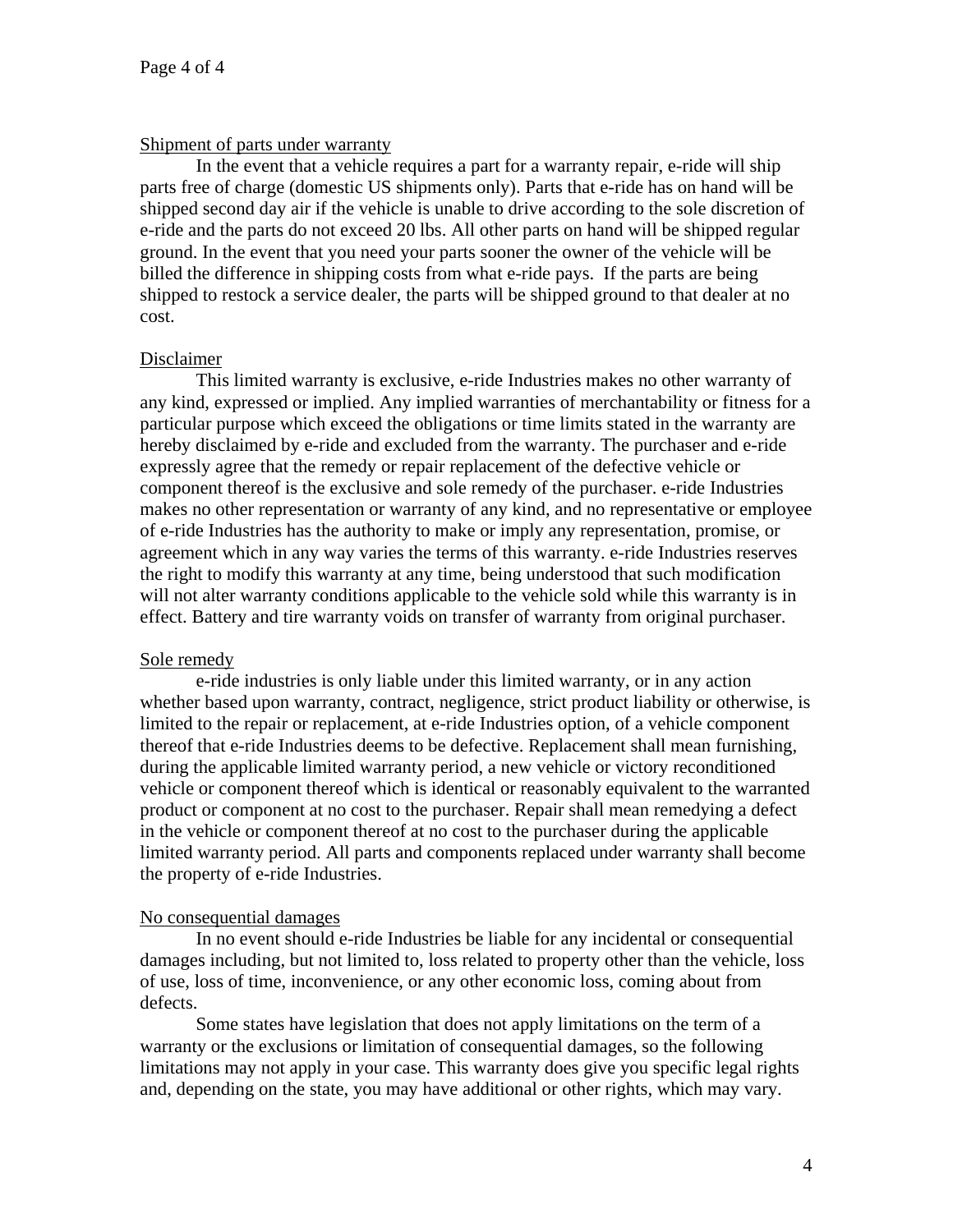Shipment of parts under warranty

In the event that a vehicle requires a part for a warranty repair, e-ride will ship parts free of charge (domestic US shipments only). Parts that e-ride has on hand will be shipped second day air if the vehicle is unable to drive according to the sole discretion of e-ride and the parts do not exceed 20 lbs. All other parts on hand will be shipped regular ground. In the event that you need your parts sooner the owner of the vehicle will be billed the difference in shipping costs from what e-ride pays. If the parts are being shipped to restock a service dealer, the parts will be shipped ground to that dealer at no cost.

Disclaimer

This limited warranty is exclusive, e-ride Industries makes no other warranty of any kind, expressed or implied. Any implied warranties of merchantability or fitness for a particular purpose which exceed the obligations or time limits stated in the warranty are hereby disclaimed by e-ride and excluded from the warranty. The purchaser and e-ride expressly agree that the remedy or repair replacement of the defective vehicle or component thereof is the exclusive and sole remedy of the purchaser. e-ride Industries makes no other representation or warranty of any kind, and no representative or employee of e-ride Industries has the authority to make or imply any representation, promise, or agreement which in any way varies the terms of this warranty. e-ride Industries reserves the right to modify this warranty at any time, being understood that such modification will not alter warranty conditions applicable to the vehicle sold while this warranty is in effect. Battery and tire warranty voids on transfer of warranty from original purchaser.

Sole remedy

e-ride industries is only liable under this limited warranty, or in any action whether based upon warranty, contract, negligence, strict product liability or otherwise, is limited to the repair or replacement, at e-ride Industries option, of a vehicle component thereof that e-ride Industries deems to be defective. Replacement shall mean furnishing, during the applicable limited warranty period, a new vehicle or victory reconditioned vehicle or component thereof which is identical or reasonably equivalent to the warranted product or component at no cost to the purchaser. Repair shall mean remedying a defect in the vehicle or component thereof at no cost to the purchaser during the applicable limited warranty period. All parts and components replaced under warranty shall become the property of e-ride Industries.

No consequential damages

In no event should e-ride Industries be liable for any incidental or consequential damages including, but not limited to, loss related to property other than the vehicle, loss of use, loss of time, inconvenience, or any other economic loss, coming about from defects.

Some states have legislation that does not apply limitations on the term of a warranty or the exclusions or limitation of consequential damages, so the following limitations may not apply in your case. This warranty does give you specific legal rights and, depending on the state, you may have additional or other rights, which may vary.